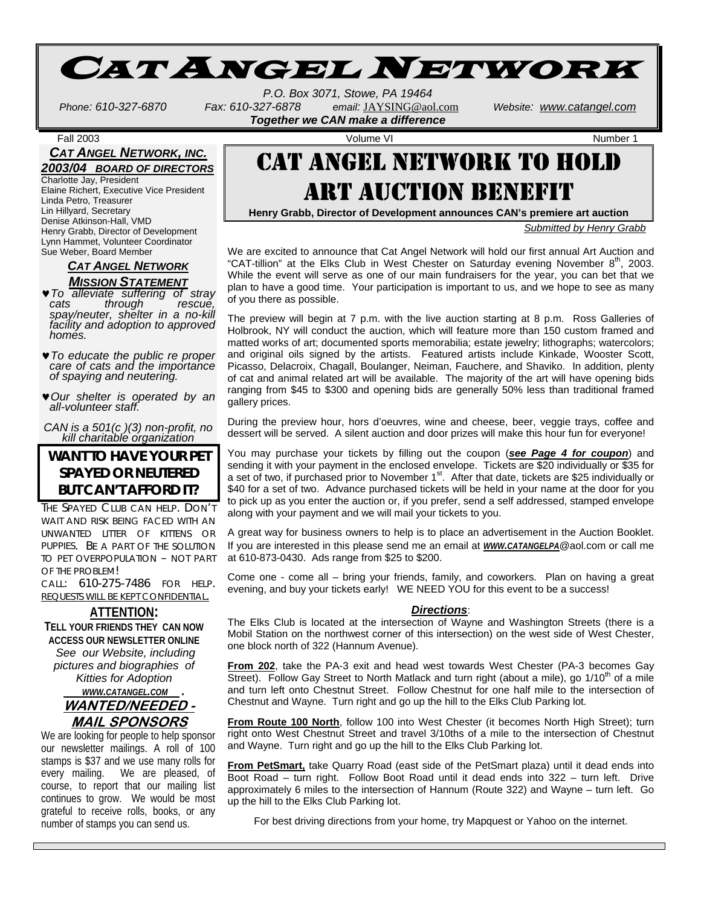# Cat Angel Network

P.O. Box 3071, Stowe, PA 19464

Phone: 610-327-6870 Fax: 610-327-6878 email: JAYSING@aol.com Website: www.catangel.com

***Together we CAN make a difference***

Fall 2003 Volume VI Number 1

## *CAT ANGEL NETWORK, INC.*

### *2003/04 BOARD OF DIRECTORS*

Charlotte Jay, President
Elaine Richert, Executive Vice President
Linda Petro, Treasurer
Lin Hillyard, Secretary
Denise Atkinson-Hall, VMD
Henry Grabb, Director of Development
Lynn Hammet, Volunteer Coordinator
Sue Weber, Board Member

### *CAT ANGEL NETWORK MISSION STATEMENT*

- ♥ *To alleviate suffering of stray cats through rescue, spay/neuter, shelter in a no-kill facility and adoption to approved homes.*
- ♥ *To educate the public re proper care of cats and the importance of spaying and neutering.*
- ♥ *Our shelter is operated by an all-volunteer staff.*

*CAN is a 501(c )(3) non-profit, no kill charitable organization*

### WANT TO HAVE YOUR PET SPAYED OR NEUTERED BUT CAN'T AFFORD IT?

THE SPAYED CLUB CAN HELP. DON'T WAIT AND RISK BEING FACED WITH AN UNWANTED LITTER OF KITTENS OR PUPPIES. BE A PART OF THE SOLUTION TO PET OVERPOPULATION – NOT PART OF THE PROBLEM!

CALL: 610-275-7486 FOR HELP. REQUESTS WILL BE KEPT CONFIDENTIAL.

### ATTENTION:

**TELL YOUR FRIENDS THEY CAN NOW ACCESS OUR NEWSLETTER ONLINE**

*See our Website, including pictures and biographies of Kitties for Adoption*

***WWW.CATANGEL.COM .***

### WANTED/NEEDED - MAIL SPONSORS

We are looking for people to help sponsor our newsletter mailings. A roll of 100 stamps is $37 and we use many rolls for every mailing. We are pleased, of course, to report that our mailing list continues to grow. We would be most grateful to receive rolls, books, or any number of stamps you can send us.

# CAT ANGEL NETWORK TO HOLD ART AUCTION BENEFIT

**Henry Grabb, Director of Development announces CAN's premiere art auction**

*Submitted by Henry Grabb*

We are excited to announce that Cat Angel Network will hold our first annual Art Auction and "CAT-tillion" at the Elks Club in West Chester on Saturday evening November 8th, 2003. While the event will serve as one of our main fundraisers for the year, you can bet that we plan to have a good time. Your participation is important to us, and we hope to see as many of you there as possible.

The preview will begin at 7 p.m. with the live auction starting at 8 p.m. Ross Galleries of Holbrook, NY will conduct the auction, which will feature more than 150 custom framed and matted works of art; documented sports memorabilia; estate jewelry; lithographs; watercolors; and original oils signed by the artists. Featured artists include Kinkade, Wooster Scott, Picasso, Delacroix, Chagall, Boulanger, Neiman, Fauchere, and Shaviko. In addition, plenty of cat and animal related art will be available. The majority of the art will have opening bids ranging from $45 to $300 and opening bids are generally 50% less than traditional framed gallery prices.

During the preview hour, hors d'oeuvres, wine and cheese, beer, veggie trays, coffee and dessert will be served. A silent auction and door prizes will make this hour fun for everyone!

You may purchase your tickets by filling out the coupon (***see Page 4 for coupon***) and sending it with your payment in the enclosed envelope. Tickets are $20 individually or $35 for a set of two, if purchased prior to November 1st. After that date, tickets are $25 individually or $40 for a set of two. Advance purchased tickets will be held in your name at the door for you to pick up as you enter the auction or, if you prefer, send a self addressed, stamped envelope along with your payment and we will mail your tickets to you.

A great way for business owners to help is to place an advertisement in the Auction Booklet. If you are interested in this please send me an email at ***WWW.CATANGELPA***@aol.com or call me at 610-873-0430. Ads range from $25 to $200.

Come one - come all – bring your friends, family, and coworkers. Plan on having a great evening, and buy your tickets early! WE NEED YOU for this event to be a success!

***Directions***:

The Elks Club is located at the intersection of Wayne and Washington Streets (there is a Mobil Station on the northwest corner of this intersection) on the west side of West Chester, one block north of 322 (Hannum Avenue).

**From 202**, take the PA-3 exit and head west towards West Chester (PA-3 becomes Gay Street). Follow Gay Street to North Matlack and turn right (about a mile), go 1/10th of a mile and turn left onto Chestnut Street. Follow Chestnut for one half mile to the intersection of Chestnut and Wayne. Turn right and go up the hill to the Elks Club Parking lot.

**From Route 100 North**, follow 100 into West Chester (it becomes North High Street); turn right onto West Chestnut Street and travel 3/10ths of a mile to the intersection of Chestnut and Wayne. Turn right and go up the hill to the Elks Club Parking lot.

**From PetSmart,** take Quarry Road (east side of the PetSmart plaza) until it dead ends into Boot Road – turn right. Follow Boot Road until it dead ends into 322 – turn left. Drive approximately 6 miles to the intersection of Hannum (Route 322) and Wayne – turn left. Go up the hill to the Elks Club Parking lot.

For best driving directions from your home, try Mapquest or Yahoo on the internet.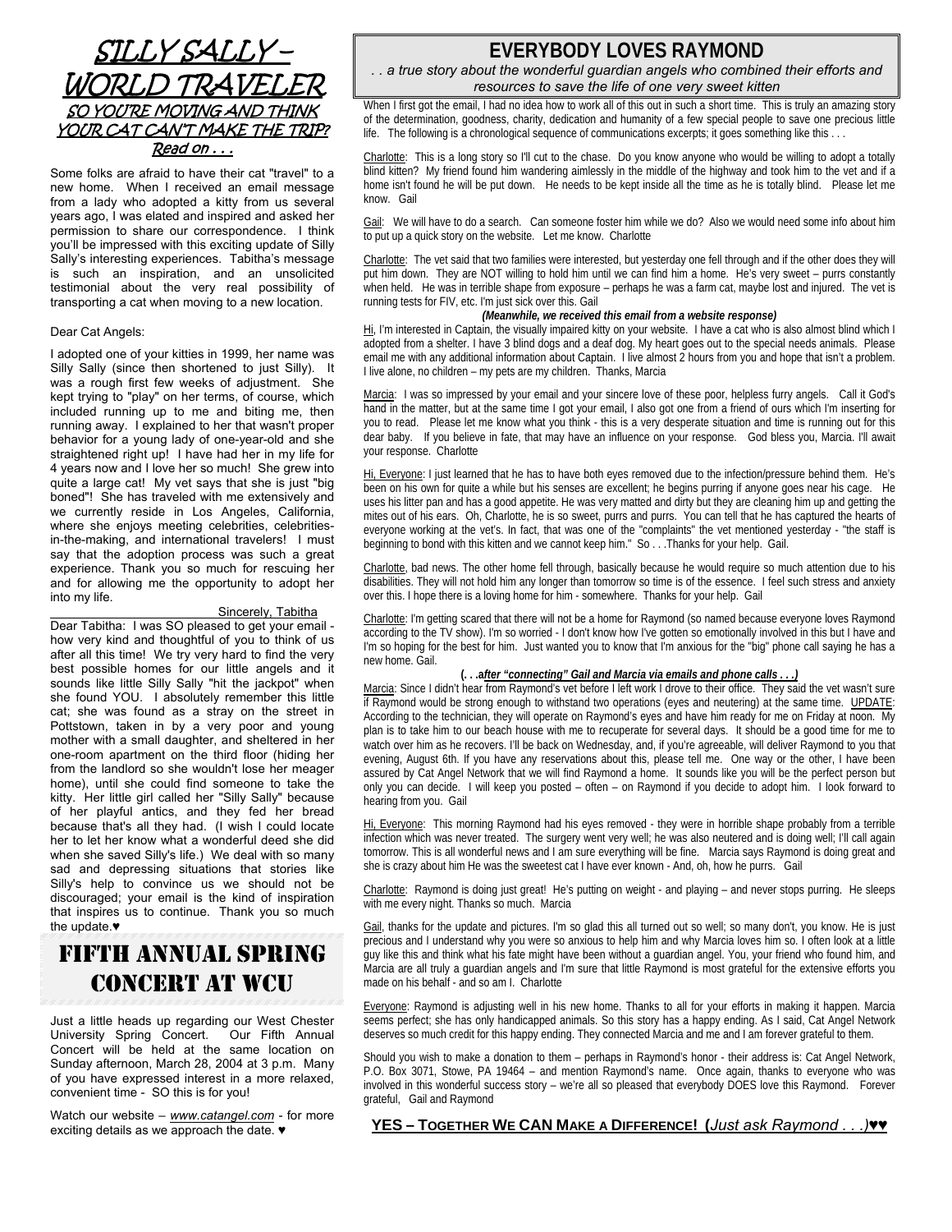# SILLY SALLY – WORLD TRAVELER

## SO YOU'RE MOVING AND THINK YOUR CAT CAN'T MAKE THE TRIP?

*Read on . . .*

Some folks are afraid to have their cat "travel" to a new home. When I received an email message from a lady who adopted a kitty from us several years ago, I was elated and inspired and asked her permission to share our correspondence. I think you'll be impressed with this exciting update of Silly Sally's interesting experiences. Tabitha's message is such an inspiration, and an unsolicited testimonial about the very real possibility of transporting a cat when moving to a new location.

Dear Cat Angels:

I adopted one of your kitties in 1999, her name was Silly Sally (since then shortened to just Silly). It was a rough first few weeks of adjustment. She kept trying to "play" on her terms, of course, which included running up to me and biting me, then running away. I explained to her that wasn't proper behavior for a young lady of one-year-old and she straightened right up! I have had her in my life for 4 years now and I love her so much! She grew into quite a large cat! My vet says that she is just "big boned"! She has traveled with me extensively and we currently reside in Los Angeles, California, where she enjoys meeting celebrities, celebrities-in-the-making, and international travelers! I must say that the adoption process was such a great experience. Thank you so much for rescuing her and for allowing me the opportunity to adopt her into my life.

Sincerely, Tabitha

Dear Tabitha: I was SO pleased to get your email - how very kind and thoughtful of you to think of us after all this time! We try very hard to find the very best possible homes for our little angels and it sounds like little Silly Sally "hit the jackpot" when she found YOU. I absolutely remember this little cat; she was found as a stray on the street in Pottstown, taken in by a very poor and young mother with a small daughter, and sheltered in her one-room apartment on the third floor (hiding her from the landlord so she wouldn't lose her meager home), until she could find someone to take the kitty. Her little girl called her "Silly Sally" because of her playful antics, and they fed her bread because that's all they had. (I wish I could locate her to let her know what a wonderful deed she did when she saved Silly's life.) We deal with so many sad and depressing situations that stories like Silly's help to convince us we should not be discouraged; your email is the kind of inspiration that inspires us to continue. Thank you so much the update.♥

# FIFTH ANNUAL SPRING CONCERT AT WCU

Just a little heads up regarding our West Chester University Spring Concert. Our Fifth Annual Concert will be held at the same location on Sunday afternoon, March 28, 2004 at 3 p.m. Many of you have expressed interest in a more relaxed, convenient time - SO this is for you!

Watch our website – *www.catangel.com* - for more exciting details as we approach the date. ♥

# EVERYBODY LOVES RAYMOND

*. . a true story about the wonderful guardian angels who combined their efforts and resources to save the life of one very sweet kitten*

When I first got the email, I had no idea how to work all of this out in such a short time. This is truly an amazing story of the determination, goodness, charity, dedication and humanity of a few special people to save one precious little life. The following is a chronological sequence of communications excerpts; it goes something like this . . .

Charlotte: This is a long story so I'll cut to the chase. Do you know anyone who would be willing to adopt a totally blind kitten? My friend found him wandering aimlessly in the middle of the highway and took him to the vet and if a home isn't found he will be put down. He needs to be kept inside all the time as he is totally blind. Please let me know. Gail

Gail: We will have to do a search. Can someone foster him while we do? Also we would need some info about him to put up a quick story on the website. Let me know. Charlotte

Charlotte: The vet said that two families were interested, but yesterday one fell through and if the other does they will put him down. They are NOT willing to hold him until we can find him a home. He's very sweet – purrs constantly when held. He was in terrible shape from exposure – perhaps he was a farm cat, maybe lost and injured. The vet is running tests for FIV, etc. I'm just sick over this. Gail

***(Meanwhile, we received this email from a website response)***

Hi, I'm interested in Captain, the visually impaired kitty on your website. I have a cat who is also almost blind which I adopted from a shelter. I have 3 blind dogs and a deaf dog. My heart goes out to the special needs animals. Please email me with any additional information about Captain. I live almost 2 hours from you and hope that isn't a problem. I live alone, no children – my pets are my children. Thanks, Marcia

Marcia: I was so impressed by your email and your sincere love of these poor, helpless furry angels. Call it God's hand in the matter, but at the same time I got your email, I also got one from a friend of ours which I'm inserting for you to read. Please let me know what you think - this is a very desperate situation and time is running out for this dear baby. If you believe in fate, that may have an influence on your response. God bless you, Marcia. I'll await your response. Charlotte

Hi, Everyone: I just learned that he has to have both eyes removed due to the infection/pressure behind them. He's been on his own for quite a while but his senses are excellent; he begins purring if anyone goes near his cage. He uses his litter pan and has a good appetite. He was very matted and dirty but they are cleaning him up and getting the mites out of his ears. Oh, Charlotte, he is so sweet, purrs and purrs. You can tell that he has captured the hearts of everyone working at the vet's. In fact, that was one of the "complaints" the vet mentioned yesterday - "the staff is beginning to bond with this kitten and we cannot keep him." So . . .Thanks for your help. Gail.

Charlotte, bad news. The other home fell through, basically because he would require so much attention due to his disabilities. They will not hold him any longer than tomorrow so time is of the essence. I feel such stress and anxiety over this. I hope there is a loving home for him - somewhere. Thanks for your help. Gail

Charlotte: I'm getting scared that there will not be a home for Raymond (so named because everyone loves Raymond according to the TV show). I'm so worried - I don't know how I've gotten so emotionally involved in this but I have and I'm so hoping for the best for him. Just wanted you to know that I'm anxious for the "big" phone call saying he has a new home. Gail.

***(. . .after "connecting" Gail and Marcia via emails and phone calls . . .)***

Marcia: Since I didn't hear from Raymond's vet before I left work I drove to their office. They said the vet wasn't sure if Raymond would be strong enough to withstand two operations (eyes and neutering) at the same time. UPDATE: According to the technician, they will operate on Raymond's eyes and have him ready for me on Friday at noon. My plan is to take him to our beach house with me to recuperate for several days. It should be a good time for me to watch over him as he recovers. I'll be back on Wednesday, and, if you're agreeable, will deliver Raymond to you that evening, August 6th. If you have any reservations about this, please tell me. One way or the other, I have been assured by Cat Angel Network that we will find Raymond a home. It sounds like you will be the perfect person but only you can decide. I will keep you posted – often – on Raymond if you decide to adopt him. I look forward to hearing from you. Gail

Hi, Everyone: This morning Raymond had his eyes removed - they were in horrible shape probably from a terrible infection which was never treated. The surgery went very well; he was also neutered and is doing well; I'll call again tomorrow. This is all wonderful news and I am sure everything will be fine. Marcia says Raymond is doing great and she is crazy about him He was the sweetest cat I have ever known - And, oh, how he purrs. Gail

Charlotte: Raymond is doing just great! He's putting on weight - and playing – and never stops purring. He sleeps with me every night. Thanks so much. Marcia

Gail, thanks for the update and pictures. I'm so glad this all turned out so well; so many don't, you know. He is just precious and I understand why you were so anxious to help him and why Marcia loves him so. I often look at a little guy like this and think what his fate might have been without a guardian angel. You, your friend who found him, and Marcia are all truly a guardian angels and I'm sure that little Raymond is most grateful for the extensive efforts you made on his behalf - and so am I. Charlotte

Everyone: Raymond is adjusting well in his new home. Thanks to all for your efforts in making it happen. Marcia seems perfect; she has only handicapped animals. So this story has a happy ending. As I said, Cat Angel Network deserves so much credit for this happy ending. They connected Marcia and me and I am forever grateful to them.

Should you wish to make a donation to them – perhaps in Raymond's honor - their address is: Cat Angel Network, P.O. Box 3071, Stowe, PA 19464 – and mention Raymond's name. Once again, thanks to everyone who was involved in this wonderful success story – we're all so pleased that everybody DOES love this Raymond. Forever grateful, Gail and Raymond

**YES – TOGETHER WE CAN MAKE A DIFFERENCE! (*Just ask Raymond . . .*)♥♥**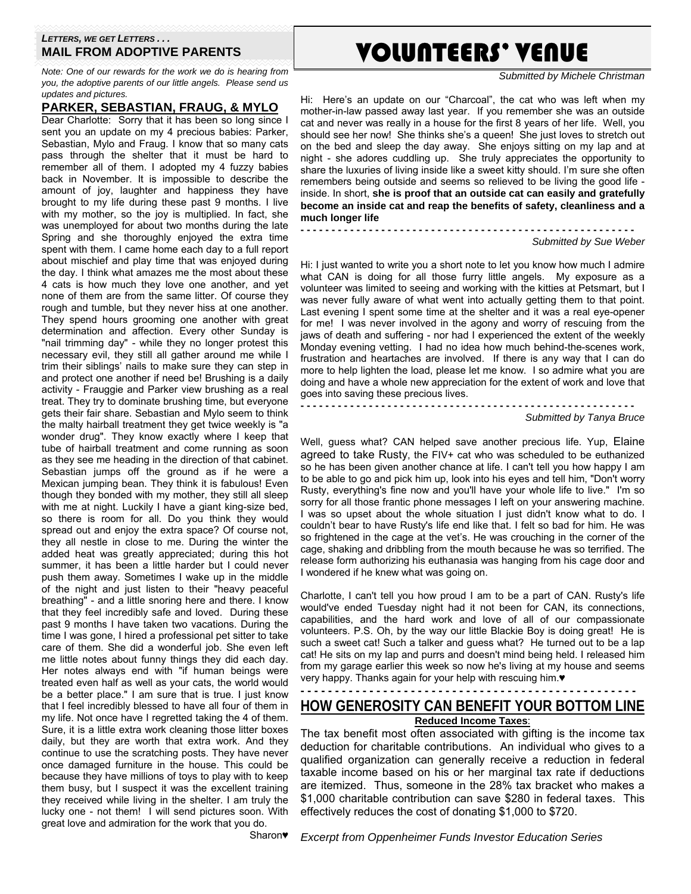*LETTERS, WE GET LETTERS . . .*

## MAIL FROM ADOPTIVE PARENTS

*Note: One of our rewards for the work we do is hearing from you, the adoptive parents of our little angels. Please send us updates and pictures.*

### PARKER, SEBASTIAN, FRAUG, & MYLO

Dear Charlotte: Sorry that it has been so long since I sent you an update on my 4 precious babies: Parker, Sebastian, Mylo and Fraug. I know that so many cats pass through the shelter that it must be hard to remember all of them. I adopted my 4 fuzzy babies back in November. It is impossible to describe the amount of joy, laughter and happiness they have brought to my life during these past 9 months. I live with my mother, so the joy is multiplied. In fact, she was unemployed for about two months during the late Spring and she thoroughly enjoyed the extra time spent with them. I came home each day to a full report about mischief and play time that was enjoyed during the day. I think what amazes me the most about these 4 cats is how much they love one another, and yet none of them are from the same litter. Of course they rough and tumble, but they never hiss at one another. They spend hours grooming one another with great determination and affection. Every other Sunday is "nail trimming day" - while they no longer protest this necessary evil, they still all gather around me while I trim their siblings' nails to make sure they can step in and protect one another if need be! Brushing is a daily activity - Frauggie and Parker view brushing as a real treat. They try to dominate brushing time, but everyone gets their fair share. Sebastian and Mylo seem to think the malty hairball treatment they get twice weekly is "a wonder drug". They know exactly where I keep that tube of hairball treatment and come running as soon as they see me heading in the direction of that cabinet. Sebastian jumps off the ground as if he were a Mexican jumping bean. They think it is fabulous! Even though they bonded with my mother, they still all sleep with me at night. Luckily I have a giant king-size bed, so there is room for all. Do you think they would spread out and enjoy the extra space? Of course not, they all nestle in close to me. During the winter the added heat was greatly appreciated; during this hot summer, it has been a little harder but I could never push them away. Sometimes I wake up in the middle of the night and just listen to their "heavy peaceful breathing" - and a little snoring here and there. I know that they feel incredibly safe and loved. During these past 9 months I have taken two vacations. During the time I was gone, I hired a professional pet sitter to take care of them. She did a wonderful job. She even left me little notes about funny things they did each day. Her notes always end with "if human beings were treated even half as well as your cats, the world would be a better place." I am sure that is true. I just know that I feel incredibly blessed to have all four of them in my life. Not once have I regretted taking the 4 of them. Sure, it is a little extra work cleaning those litter boxes daily, but they are worth that extra work. And they continue to use the scratching posts. They have never once damaged furniture in the house. This could be because they have millions of toys to play with to keep them busy, but I suspect it was the excellent training they received while living in the shelter. I am truly the lucky one - not them! I will send pictures soon. With great love and admiration for the work that you do.

Sharon♥

# VOLUNTEERS' VENUE

*Submitted by Michele Christman*

Hi: Here's an update on our "Charcoal", the cat who was left when my mother-in-law passed away last year. If you remember she was an outside cat and never was really in a house for the first 8 years of her life. Well, you should see her now! She thinks she's a queen! She just loves to stretch out on the bed and sleep the day away. She enjoys sitting on my lap and at night - she adores cuddling up. She truly appreciates the opportunity to share the luxuries of living inside like a sweet kitty should. I'm sure she often remembers being outside and seems so relieved to be living the good life - inside. In short, **she is proof that an outside cat can easily and gratefully become an inside cat and reap the benefits of safety, cleanliness and a much longer life**

- - - - - - - - - - - - - - - - - - - - - - - - - - - - - - - - - - - - - - - - - - - - - - - - - -

*Submitted by Sue Weber*

Hi: I just wanted to write you a short note to let you know how much I admire what CAN is doing for all those furry little angels. My exposure as a volunteer was limited to seeing and working with the kitties at Petsmart, but I was never fully aware of what went into actually getting them to that point. Last evening I spent some time at the shelter and it was a real eye-opener for me! I was never involved in the agony and worry of rescuing from the jaws of death and suffering - nor had I experienced the extent of the weekly Monday evening vetting. I had no idea how much behind-the-scenes work, frustration and heartaches are involved. If there is any way that I can do more to help lighten the load, please let me know. I so admire what you are doing and have a whole new appreciation for the extent of work and love that goes into saving these precious lives.

- - - - - - - - - - - - - - - - - - - - - - - - - - - - - - - - - - - - - - - - - - - - - - - - - -

*Submitted by Tanya Bruce*

Well, guess what? CAN helped save another precious life. Yup, Elaine agreed to take Rusty, the FIV+ cat who was scheduled to be euthanized so he has been given another chance at life. I can't tell you how happy I am to be able to go and pick him up, look into his eyes and tell him, "Don't worry Rusty, everything's fine now and you'll have your whole life to live." I'm so sorry for all those frantic phone messages I left on your answering machine. I was so upset about the whole situation I just didn't know what to do. I couldn't bear to have Rusty's life end like that. I felt so bad for him. He was so frightened in the cage at the vet's. He was crouching in the corner of the cage, shaking and dribbling from the mouth because he was so terrified. The release form authorizing his euthanasia was hanging from his cage door and I wondered if he knew what was going on.

Charlotte, I can't tell you how proud I am to be a part of CAN. Rusty's life would've ended Tuesday night had it not been for CAN, its connections, capabilities, and the hard work and love of all of our compassionate volunteers. P.S. Oh, by the way our little Blackie Boy is doing great! He is such a sweet cat! Such a talker and guess what? He turned out to be a lap cat! He sits on my lap and purrs and doesn't mind being held. I released him from my garage earlier this week so now he's living at my house and seems very happy. Thanks again for your help with rescuing him.♥

- - - - - - - - - - - - - - - - - - - - - - - - - - - - - - - - - - - - - - - - - - - - - - - - - -

## HOW GENEROSITY CAN BENEFIT YOUR BOTTOM LINE

**Reduced Income Taxes**:

The tax benefit most often associated with gifting is the income tax deduction for charitable contributions. An individual who gives to a qualified organization can generally receive a reduction in federal taxable income based on his or her marginal tax rate if deductions are itemized. Thus, someone in the 28% tax bracket who makes a $1,000 charitable contribution can save $280 in federal taxes. This effectively reduces the cost of donating $1,000 to $720.

*Excerpt from Oppenheimer Funds Investor Education Series*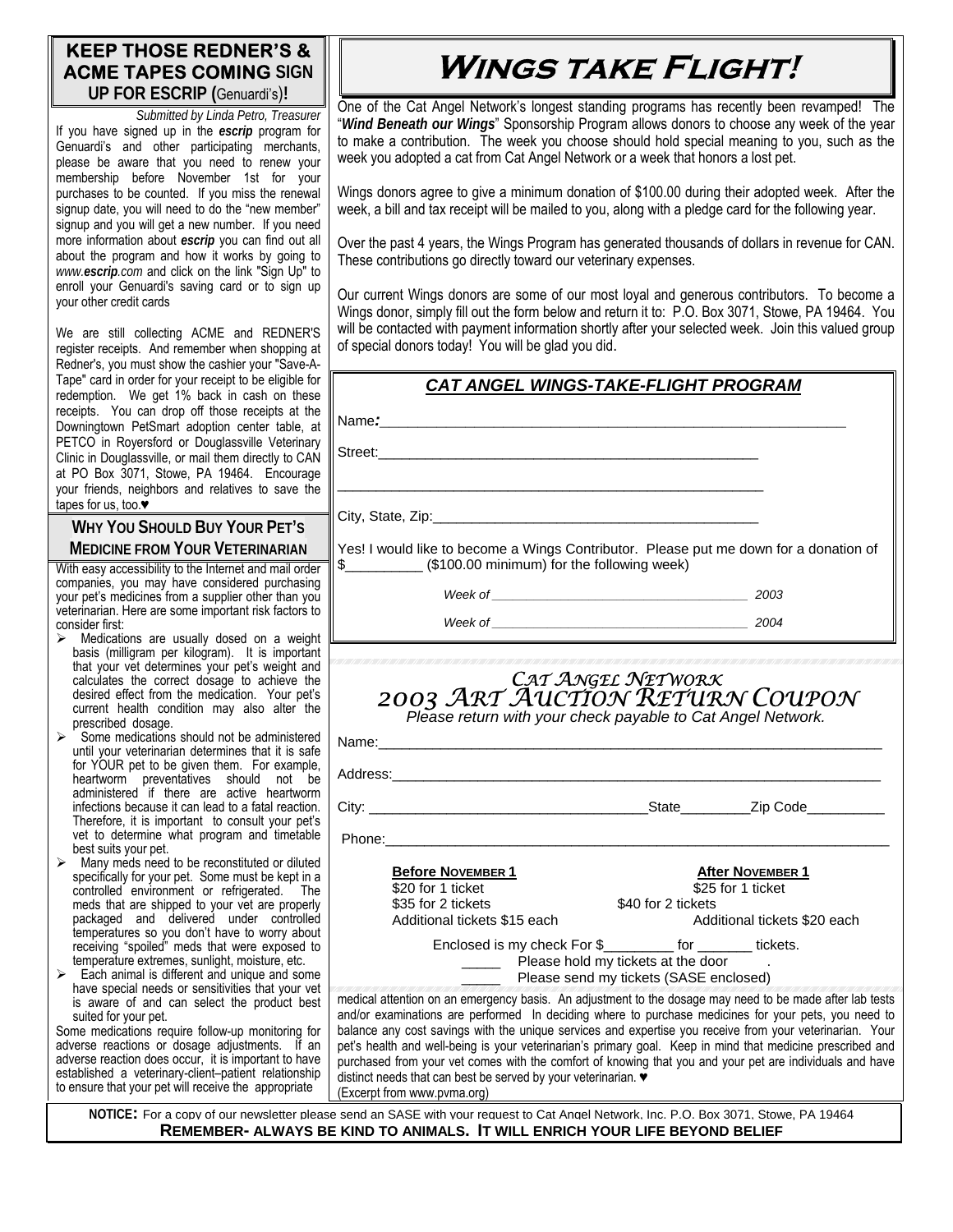## KEEP THOSE REDNER'S & ACME TAPES COMING SIGN UP FOR ESCRIP (Genuardi's)!

*Submitted by Linda Petro, Treasurer*

If you have signed up in the ***escrip*** program for Genuardi's and other participating merchants, please be aware that you need to renew your membership before November 1st for your purchases to be counted. If you miss the renewal signup date, you will need to do the "new member" signup and you will get a new number. If you need more information about ***escrip*** you can find out all about the program and how it works by going to *www.**escrip**.com* and click on the link "Sign Up" to enroll your Genuardi's saving card or to sign up your other credit cards

We are still collecting ACME and REDNER'S register receipts. And remember when shopping at Redner's, you must show the cashier your "Save-A-Tape" card in order for your receipt to be eligible for redemption. We get 1% back in cash on these receipts. You can drop off those receipts at the Downingtown PetSmart adoption center table, at PETCO in Royersford or Douglassville Veterinary Clinic in Douglassville, or mail them directly to CAN at PO Box 3071, Stowe, PA 19464. Encourage your friends, neighbors and relatives to save the tapes for us, too.♥

## WHY YOU SHOULD BUY YOUR PET'S MEDICINE FROM YOUR VETERINARIAN

With easy accessibility to the Internet and mail order companies, you may have considered purchasing your pet's medicines from a supplier other than you veterinarian. Here are some important risk factors to consider first:

- Medications are usually dosed on a weight basis (milligram per kilogram). It is important that your vet determines your pet's weight and calculates the correct dosage to achieve the desired effect from the medication. Your pet's current health condition may also alter the prescribed dosage.
- Some medications should not be administered until your veterinarian determines that it is safe for YOUR pet to be given them. For example, heartworm preventatives should not be administered if there are active heartworm infections because it can lead to a fatal reaction. Therefore, it is important to consult your pet's vet to determine what program and timetable best suits your pet.
- Many meds need to be reconstituted or diluted specifically for your pet. Some must be kept in a controlled environment or refrigerated. The meds that are shipped to your vet are properly packaged and delivered under controlled temperatures so you don't have to worry about receiving "spoiled" meds that were exposed to temperature extremes, sunlight, moisture, etc.
- Each animal is different and unique and some have special needs or sensitivities that your vet is aware of and can select the product best suited for your pet.

Some medications require follow-up monitoring for adverse reactions or dosage adjustments. If an adverse reaction does occur, it is important to have established a veterinary-client–patient relationship to ensure that your pet will receive the appropriate medical attention on an emergency basis. An adjustment to the dosage may need to be made after lab tests and/or examinations are performed In deciding where to purchase medicines for your pets, you need to balance any cost savings with the unique services and expertise you receive from your veterinarian. Your pet's health and well-being is your veterinarian's primary goal. Keep in mind that medicine prescribed and purchased from your vet comes with the comfort of knowing that you and your pet are individuals and have distinct needs that can best be served by your veterinarian. ♥

(Excerpt from www.pvma.org)

# Wings take Flight!

One of the Cat Angel Network's longest standing programs has recently been revamped! The "***Wind Beneath our Wings***" Sponsorship Program allows donors to choose any week of the year to make a contribution. The week you choose should hold special meaning to you, such as the week you adopted a cat from Cat Angel Network or a week that honors a lost pet.

Wings donors agree to give a minimum donation of $100.00 during their adopted week. After the week, a bill and tax receipt will be mailed to you, along with a pledge card for the following year.

Over the past 4 years, the Wings Program has generated thousands of dollars in revenue for CAN. These contributions go directly toward our veterinary expenses.

Our current Wings donors are some of our most loyal and generous contributors. To become a Wings donor, simply fill out the form below and return it to: P.O. Box 3071, Stowe, PA 19464. You will be contacted with payment information shortly after your selected week. Join this valued group of special donors today! You will be glad you did.

### *CAT ANGEL WINGS-TAKE-FLIGHT PROGRAM*

Name:_______________________________________________

Street:_______________________________________________

_______________________________________________

City, State, Zip:_______________________________________________

Yes! I would like to become a Wings Contributor. Please put me down for a donation of $__________ ($100.00 minimum) for the following week)

*Week of* ___________________________________ *2003*

*Week of* ___________________________________ *2004*

## CAT ANGEL NETWORK 2003 ART AUCTION RETURN COUPON

*Please return with your check payable to Cat Angel Network.*

Name:_______________________________________________

Address:_______________________________________________

City: ______________________________State_________Zip Code__________

Phone:_______________________________________________

| **Before November 1** | **After November 1** |
|---|---|
| $20 for 1 ticket | $25 for 1 ticket |
| $35 for 2 tickets | $40 for 2 tickets |
| Additional tickets $15 each | Additional tickets $20 each |

Enclosed is my check For $_________ for _______ tickets.

_____ Please hold my tickets at the door .

_____ Please send my tickets (SASE enclosed)

**NOTICE:** For a copy of our newsletter please send an SASE with your request to Cat Angel Network, Inc. P.O. Box 3071, Stowe, PA 19464

**REMEMBER- ALWAYS BE KIND TO ANIMALS. IT WILL ENRICH YOUR LIFE BEYOND BELIEF**